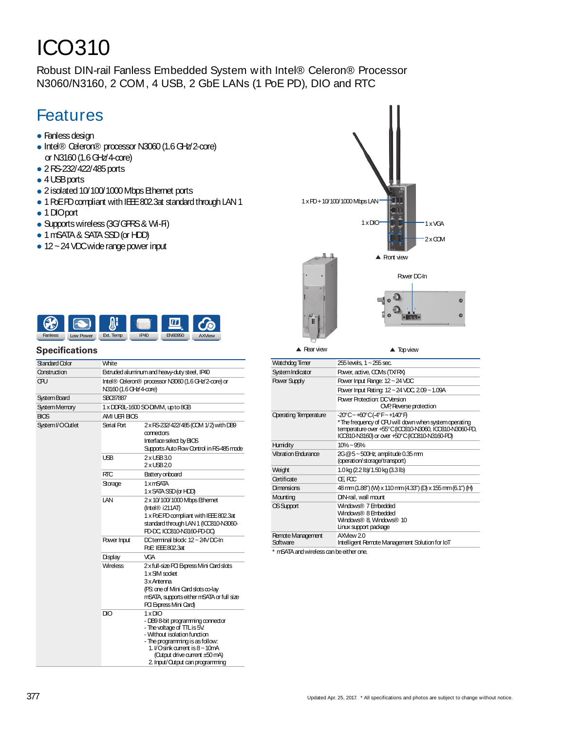# ICO310

Robust DIN-rail Fanless Embedded System with Intel® Celeron® Processor N3060/N3160, 2 COM, 4 USB, 2 GbE LANs (1 PoE PD), DIO and RTC

## Features

- Fanless design
- Intel® Celeron® processor N3060 (1.6 GHz/2-core) or N3160 (1.6 GHz/4-core)
- 2 RS-232/422/485 ports
- 4 USB ports
- 2 isolated 10/100/1000 Mbps Ethernet ports
- 1 PoE PD compliant with IEEE 802.3at standard through LAN 1
- 1 DIO port
- Supports wireless (3G/GPRS & Wi-Fi)
- 1 mSATA & SATA SSD (or HDD)
- 12 ~ 24 VDC wide range power input

1 x PD + 10/100/1000 Mbps LAN

1 x DIO

1 x VGA

2 x COM

▲ Front view

Power DC-In

▲ Rear view

▲ Top view

Fanless | Low Power | Ext. Temp | IP40 | EN60950 | AXView

## Specifications

| | | |
|---|---|---|
| Standard Color | White | |
| Construction | Extruded aluminum and heavy-duty steel, IP40 | |
| CPU | Intel® Celeron® processor N3060 (1.6 GHz/2-core) or N3160 (1.6 GHz/4-core) | |
| System Board | SBC87887 | |
| System Memory | 1 x DDR3L-1600 SO-DIMM, up to 8GB | |
| BIOS | AMI UEFI BIOS | |
| System I/O Outlet | Serial Port | 2 x RS-232/422/485 (COM 1/2) with DB9 connectors<br>Interface select by BIOS<br>Supports Auto Flow Control in RS-485 mode |
| | USB | 2 x USB 3.0<br>2 x USB 2.0 |
| | RTC | Battery onboard |
| | Storage | 1 x mSATA<br>1 x SATA SSD (or HDD) |
| | LAN | 2 x 10/100/1000 Mbps Ethernet (Intel® i211AT)<br>1 x PoE PD compliant with IEEE 802.3at standard through LAN 1 (ICO310-N3060-PD-DC, ICO310-N3160-PD-DC) |
| | Power Input | DC terminal block 12 ~ 24V DC-In<br>PoE: IEEE 802.3at |
| | Display | VGA |
| | Wireless | 2 x full-size PCI Express Mini Card slots<br>1 x SIM socket<br>3 x Antenna<br>(PS: one of Mini Card slots co-lay mSATA, supports either mSATA or full size PCI Express Mini Card) |
| | DIO | 1 x DIO<br>- DB9 8-bit programming connector<br>- The voltage of TTL is 5V.<br>- Without isolation function<br>- The programming is as follow:<br>1. I/O sink current is 8 ~ 10mA (Output drive current ±50 mA)<br>2. Input/Output can programming |

| | |
|---|---|
| Watchdog Timer | 255 levels, 1 ~ 255 sec. |
| System Indicator | Power, active, COMs (TX/RX) |
| Power Supply | Power Input Range: 12 ~ 24 VDC |
| | Power Input Rating: 12 ~ 24 VDC, 2.09 ~ 1.09A |
| | Power Protection: DC Version<br>OVP, Reverse protection |
| Operating Temperature | -20°C ~ +60°C (-4°F ~ +140°F)<br>* The frequency of CPU will down when system operating temperature over +55°C (ICO310-N3060, ICO310-N3060-PD, ICO310-N3160) or over +50°C (ICO310-N3160-PD) |
| Humidity | 10% ~ 95% |
| Vibration Endurance | 2G @ 5 ~ 500Hz, amplitude 0.35 mm (operation/storage/transport) |
| Weight | 1.0 kg (2.2 lb)/1.50 kg (3.3 lb) |
| Certificate | CE, FCC |
| Dimensions | 48 mm (1.88") (W) x 110 mm (4.33") (D) x 155 mm (6.1") (H) |
| Mounting | DIN-rail, wall mount |
| OS Support | Windows® 7 Embedded<br>Windows® 8 Embedded<br>Windows® 8, Windows® 10<br>Linux support package |
| Remote Management Software | AXView 2.0<br>Intelligent Remote Management Solution for IoT |

* mSATA and wireless can be either one.

Updated Apr. 25, 2017. * All specifications and photos are subject to change without notice.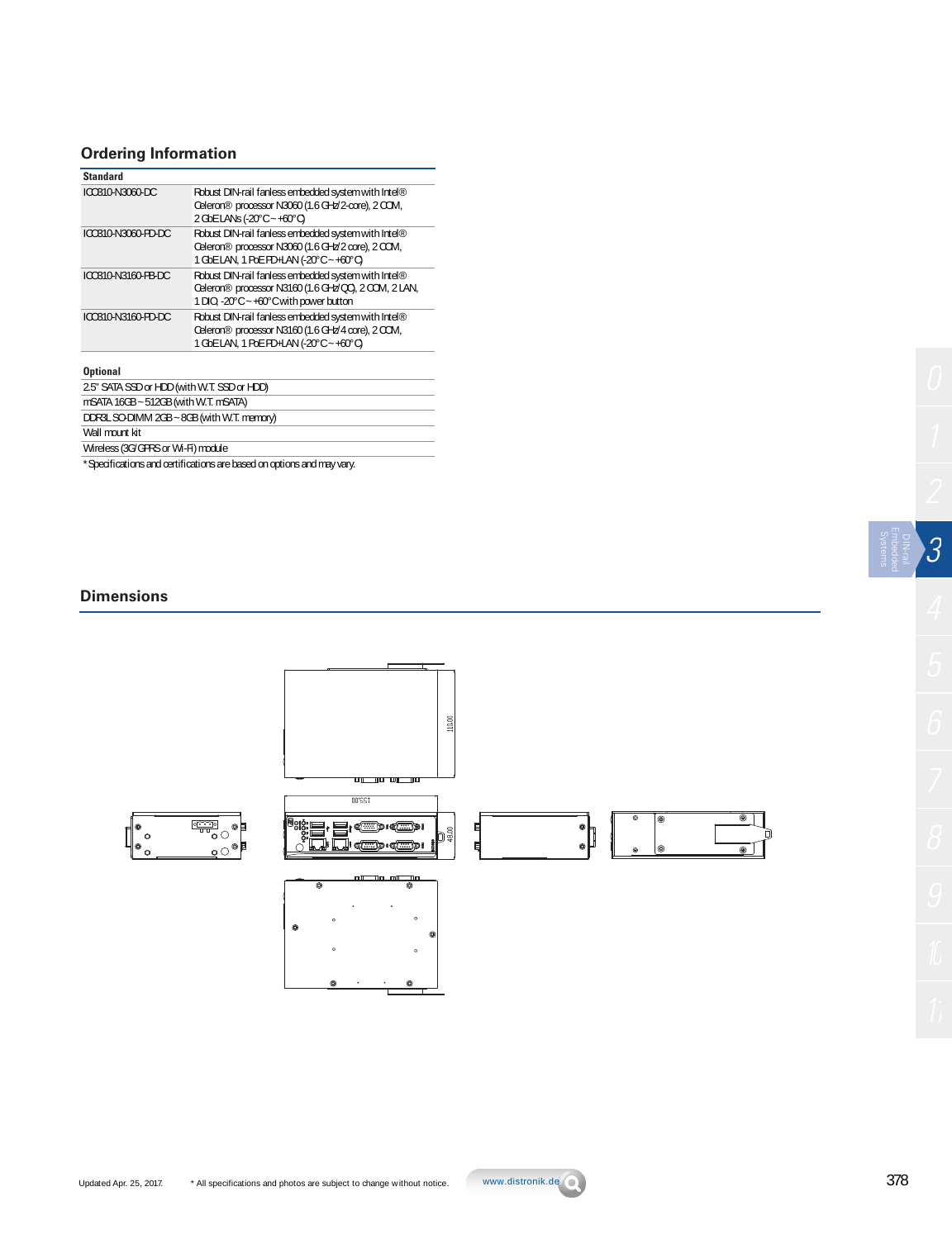## Ordering Information

| Standard | |
|---|---|
| ICO810-N3060-DC | Robust DIN-rail fanless embedded system with Intel® Celeron® processor N3060 (1.6 GHz/2-core), 2 COM, 2 GbE LANs (-20°C ~ +60°C) |
| ICO810-N3060-PD-DC | Robust DIN-rail fanless embedded system with Intel® Celeron® processor N3060 (1.6 GHz/2 core), 2 COM, 1 GbE LAN, 1 PoE PD+LAN (-20°C ~ +60°C) |
| ICO810-N3160-PB-DC | Robust DIN-rail fanless embedded system with Intel® Celeron® processor N3160 (1.6 GHz/QC), 2 COM, 2 LAN, 1 DIO, -20°C ~ +60°C with power button |
| ICO810-N3160-PD-DC | Robust DIN-rail fanless embedded system with Intel® Celeron® processor N3160 (1.6 GHz/4 core), 2 COM, 1 GbE LAN, 1 PoE PD+LAN (-20°C ~ +60°C) |

| Optional |
|---|
| 2.5" SATA SSD or HDD (with W.T. SSD or HDD) |
| mSATA 16GB ~ 512GB (with W.T. mSATA) |
| DDR3L SO-DIMM 2GB ~ 8GB (with W.T. memory) |
| Wall mount kit |
| Wireless (3G/GPRS or Wi-Fi) module |

*Specifications and certifications are based on options and may vary.

## Dimensions

110.00

155.00

49.00

Updated Apr. 25, 2017. * All specifications and photos are subject to change without notice. www.distronik.de